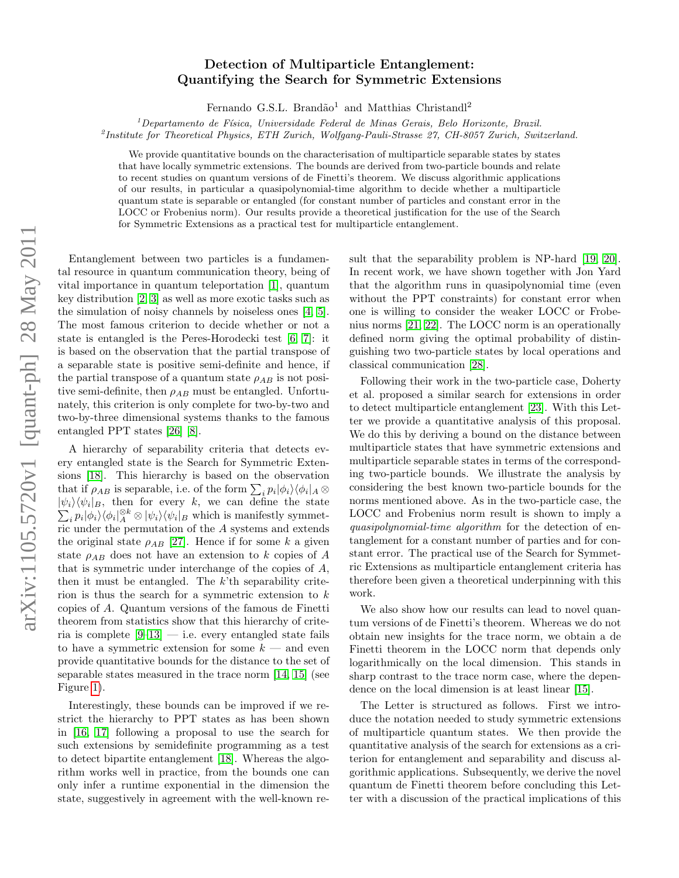# Detection of Multiparticle Entanglement: Quantifying the Search for Symmetric Extensions

Fernando G.S.L. Brandão[1] and Matthias Christandl[2]

[1]*Departamento de Física, Universidade Federal de Minas Gerais, Belo Horizonte, Brazil.*
[2]*Institute for Theoretical Physics, ETH Zurich, Wolfgang-Pauli-Strasse 27, CH-8057 Zurich, Switzerland.*

We provide quantitative bounds on the characterisation of multiparticle separable states by states that have locally symmetric extensions. The bounds are derived from two-particle bounds and relate to recent studies on quantum versions of de Finetti's theorem. We discuss algorithmic applications of our results, in particular a quasipolynomial-time algorithm to decide whether a multiparticle quantum state is separable or entangled (for constant number of particles and constant error in the LOCC or Frobenius norm). Our results provide a theoretical justification for the use of the Search for Symmetric Extensions as a practical test for multiparticle entanglement.

Entanglement between two particles is a fundamental resource in quantum communication theory, being of vital importance in quantum teleportation [1], quantum key distribution [2, 3] as well as more exotic tasks such as the simulation of noisy channels by noiseless ones [4, 5]. The most famous criterion to decide whether or not a state is entangled is the Peres-Horodecki test [6, 7]: it is based on the observation that the partial transpose of a separable state is positive semi-definite and hence, if the partial transpose of a quantum state $\rho_{AB}$ is not positive semi-definite, then $\rho_{AB}$ must be entangled. Unfortunately, this criterion is only complete for two-by-two and two-by-three dimensional systems thanks to the famous entangled PPT states [26] [8].

A hierarchy of separability criteria that detects every entangled state is the Search for Symmetric Extensions [18]. This hierarchy is based on the observation that if $\rho_{AB}$ is separable, i.e. of the form $\sum_i p_i|\phi_i\rangle\langle\phi_i|_A \otimes |\psi_i\rangle\langle\psi_i|_B$, then for every $k$, we can define the state $\sum_i p_i|\phi_i\rangle\langle\phi_i|_A^{\otimes k} \otimes |\psi_i\rangle\langle\psi_i|_B$ which is manifestly symmetric under the permutation of the $A$ systems and extends the original state $\rho_{AB}$ [27]. Hence if for some $k$ a given state $\rho_{AB}$ does not have an extension to $k$ copies of $A$ that is symmetric under interchange of the copies of $A$, then it must be entangled. The $k$'th separability criterion is thus the search for a symmetric extension to $k$ copies of $A$. Quantum versions of the famous de Finetti theorem from statistics show that this hierarchy of criteria is complete [9–13] — i.e. every entangled state fails to have a symmetric extension for some $k$ — and even provide quantitative bounds for the distance to the set of separable states measured in the trace norm [14, 15] (see Figure 1).

Interestingly, these bounds can be improved if we restrict the hierarchy to PPT states as has been shown in [16, 17] following a proposal to use the search for such extensions by semidefinite programming as a test to detect bipartite entanglement [18]. Whereas the algorithm works well in practice, from the bounds one can only infer a runtime exponential in the dimension the state, suggestively in agreement with the well-known result that the separability problem is NP-hard [19, 20]. In recent work, we have shown together with Jon Yard that the algorithm runs in quasipolynomial time (even without the PPT constraints) for constant error when one is willing to consider the weaker LOCC or Frobenius norms [21, 22]. The LOCC norm is an operationally defined norm giving the optimal probability of distinguishing two two-particle states by local operations and classical communication [28].

Following their work in the two-particle case, Doherty et al. proposed a similar search for extensions in order to detect multiparticle entanglement [23]. With this Letter we provide a quantitative analysis of this proposal. We do this by deriving a bound on the distance between multiparticle states that have symmetric extensions and multiparticle separable states in terms of the corresponding two-particle bounds. We illustrate the analysis by considering the best known two-particle bounds for the norms mentioned above. As in the two-particle case, the LOCC and Frobenius norm result is shown to imply a *quasipolynomial-time algorithm* for the detection of entanglement for a constant number of parties and for constant error. The practical use of the Search for Symmetric Extensions as multiparticle entanglement criteria has therefore been given a theoretical underpinning with this work.

We also show how our results can lead to novel quantum versions of de Finetti's theorem. Whereas we do not obtain new insights for the trace norm, we obtain a de Finetti theorem in the LOCC norm that depends only logarithmically on the local dimension. This stands in sharp contrast to the trace norm case, where the dependence on the local dimension is at least linear [15].

The Letter is structured as follows. First we introduce the notation needed to study symmetric extensions of multiparticle quantum states. We then provide the quantitative analysis of the search for extensions as a criterion for entanglement and separability and discuss algorithmic applications. Subsequently, we derive the novel quantum de Finetti theorem before concluding this Letter with a discussion of the practical implications of this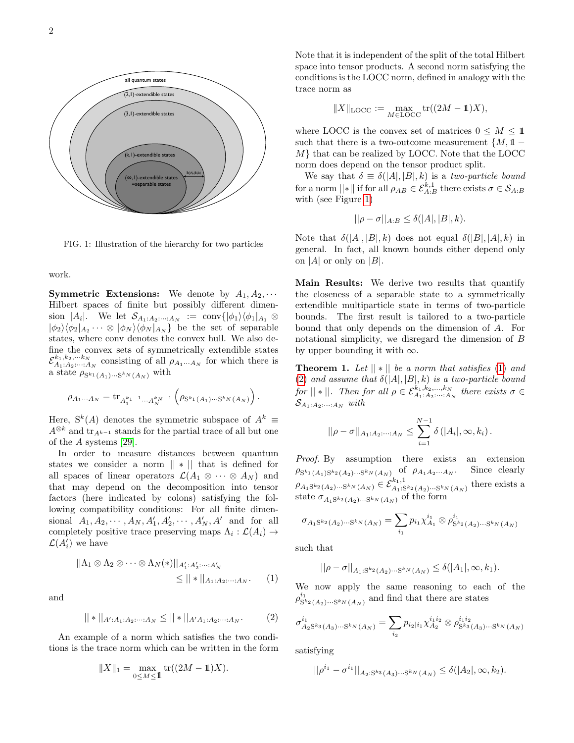FIG. 1: Illustration of the hierarchy for two particles

work.

**Symmetric Extensions:** We denote by $A_1, A_2, \cdots$ Hilbert spaces of finite but possibly different dimension $|A_i|$. We let $\mathcal{S}_{A_1:A_2:\cdots:A_N} := \text{conv}\{|\phi_1\rangle\langle\phi_1|_{A_1} \otimes |\phi_2\rangle\langle\phi_2|_{A_2} \cdots \otimes |\phi_N\rangle\langle\phi_N|_{A_N}\}$ be the set of separable states, where conv denotes the convex hull. We also define the convex sets of symmetrically extendible states $\mathcal{E}^{k_1,k_2,\cdots k_N}_{A_1:A_2:\cdots:A_N}$ consisting of all $\rho_{A_1\cdots A_N}$ for which there is a state $\rho_{\mathrm{S}^{k_1}(A_1)\cdots\mathrm{S}^{k_N}(A_N)}$ with

$$\rho_{A_1\cdots A_N} = \mathrm{tr}_{A_1^{k_1-1}\cdots A_N^{k_N-1}}\left(\rho_{\mathrm{S}^{k_1}(A_1)\cdots\mathrm{S}^{k_N}(A_N)}\right).$$

Here, $\mathrm{S}^k(A)$ denotes the symmetric subspace of $A^k \equiv A^{\otimes k}$ and $\mathrm{tr}_{A^{k-1}}$ stands for the partial trace of all but one of the $A$ systems [29].

In order to measure distances between quantum states we consider a norm $||*||$ that is defined for all spaces of linear operators $\mathcal{L}(A_1 \otimes \cdots \otimes A_N)$ and that may depend on the decomposition into tensor factors (here indicated by colons) satisfying the following compatibility conditions: For all finite dimensional $A_1, A_2, \cdots, A_N, A_1', A_2', \cdots, A_N', A'$ and for all completely positive trace preserving maps $\Lambda_i : \mathcal{L}(A_i) \to \mathcal{L}(A_i')$ we have

$$||\Lambda_1 \otimes \Lambda_2 \otimes \cdots \otimes \Lambda_N(*)||_{A_1':A_2':\cdots:A_N'} \leq ||*||_{A_1:A_2:\cdots:A_N}. \quad (1)$$

and

$$||*||_{A':A_1:A_2:\cdots:A_N} \leq ||*||_{A'A_1:A_2:\cdots:A_N}. \quad (2)$$

An example of a norm which satisfies the two conditions is the trace norm which can be written in the form

$$\|X\|_1 = \max_{0\leq M\leq \mathbb{1}} \mathrm{tr}((2M-\mathbb{1})X).$$

Note that it is independent of the split of the total Hilbert space into tensor products. A second norm satisfying the conditions is the LOCC norm, defined in analogy with the trace norm as

$$\|X\|_{\mathrm{LOCC}} := \max_{M\in\mathrm{LOCC}} \mathrm{tr}((2M-\mathbb{1})X),$$

where LOCC is the convex set of matrices $0 \leq M \leq \mathbb{1}$ such that there is a two-outcome measurement $\{M, \mathbb{1} - M\}$ that can be realized by LOCC. Note that the LOCC norm does depend on the tensor product split.

We say that $\delta \equiv \delta(|A|, |B|, k)$ is a *two-particle bound* for a norm $||*||$ if for all $\rho_{AB} \in \mathcal{E}^{k,1}_{A:B}$ there exists $\sigma \in \mathcal{S}_{A:B}$ with (see Figure 1)

$$||\rho - \sigma||_{A:B} \leq \delta(|A|, |B|, k).$$

Note that $\delta(|A|, |B|, k)$ does not equal $\delta(|B|, |A|, k)$ in general. In fact, all known bounds either depend only on $|A|$ or only on $|B|$.

**Main Results:** We derive two results that quantify the closeness of a separable state to a symmetrically extendible multiparticle state in terms of two-particle bounds. The first result is tailored to a two-particle bound that only depends on the dimension of $A$. For notational simplicity, we disregard the dimension of $B$ by upper bounding it with $\infty$.

**Theorem 1.** *Let $||*||$ be a norm that satisfies (1) and (2) and assume that $\delta(|A|, |B|, k)$ is a two-particle bound for $||*||$. Then for all $\rho \in \mathcal{E}^{k_1,k_2,\ldots,k_N}_{A_1:A_2:\cdots:A_N}$ there exists $\sigma \in \mathcal{S}_{A_1:A_2:\cdots:A_N}$ with*

$$||\rho - \sigma||_{A_1:A_2:\cdots:A_N} \leq \sum_{i=1}^{N-1} \delta\left(|A_i|, \infty, k_i\right).$$

*Proof.* By assumption there exists an extension $\rho_{\mathrm{S}^{k_1}(A_1)\mathrm{S}^{k_2}(A_2)\cdots\mathrm{S}^{k_N}(A_N)}$ of $\rho_{A_1A_2\cdots A_N}$. Since clearly $\rho_{A_1\mathrm{S}^{k_2}(A_2)\cdots\mathrm{S}^{k_N}(A_N)} \in \mathcal{E}^{k_1,1}_{A_1:\mathrm{S}^{k_2}(A_2)\cdots\mathrm{S}^{k_N}(A_N)}$ there exists a state $\sigma_{A_1\mathrm{S}^{k_2}(A_2)\cdots\mathrm{S}^{k_N}(A_N)}$ of the form

$$\sigma_{A_1\mathrm{S}^{k_2}(A_2)\cdots\mathrm{S}^{k_N}(A_N)} = \sum_{i_1} p_{i_1}\chi^{i_1}_{A_1} \otimes \rho^{i_1}_{\mathrm{S}^{k_2}(A_2)\cdots\mathrm{S}^{k_N}(A_N)}$$

such that

$$||\rho - \sigma||_{A_1:\mathrm{S}^{k_2}(A_2)\cdots\mathrm{S}^{k_N}(A_N)} \leq \delta(|A_1|, \infty, k_1).$$

We now apply the same reasoning to each of the $\rho^{i_1}_{\mathrm{S}^{k_2}(A_2)\cdots\mathrm{S}^{k_N}(A_N)}$ and find that there are states

$$\sigma^{i_1}_{A_2\mathrm{S}^{k_3}(A_3)\cdots\mathrm{S}^{k_N}(A_N)} = \sum_{i_2} p_{i_2|i_1}\chi^{i_1i_2}_{A_2} \otimes \rho^{i_1i_2}_{\mathrm{S}^{k_3}(A_3)\cdots\mathrm{S}^{k_N}(A_N)}$$

satisfying

$$||\rho^{i_1} - \sigma^{i_1}||_{A_2:\mathrm{S}^{k_3}(A_3)\cdots\mathrm{S}^{k_N}(A_N)} \leq \delta(|A_2|, \infty, k_2).$$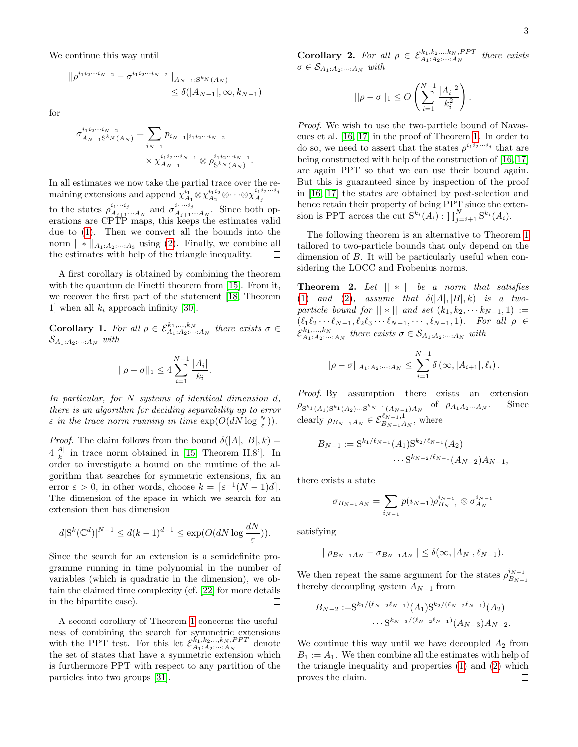We continue this way until

$$||\rho^{i_1 i_2 \cdots i_{N-2}} - \sigma^{i_1 i_2 \cdots i_{N-2}}||_{A_{N-1}:\mathrm{S}^{k_N}(A_N)} \leq \delta(|A_{N-1}|, \infty, k_{N-1})$$

for

$$\sigma^{i_1 i_2 \cdots i_{N-2}}_{A_{N-1}\mathrm{S}^{k_N}(A_N)} = \sum_{i_{N-1}} p_{i_{N-1}|i_1 i_2 \cdots i_{N-2}} \times \chi^{i_1 i_2 \cdots i_{N-1}}_{A_{N-1}} \otimes \rho^{i_1 i_2 \cdots i_{N-1}}_{\mathrm{S}^{k_N}(A_N)}.$$

In all estimates we now take the partial trace over the remaining extensions and append $\chi^{i_1}_{A_1} \otimes \chi^{i_1 i_2}_{A_2} \otimes \cdots \otimes \chi^{i_1 i_2 \cdots i_j}_{A_j}$ to the states $\rho^{i_1 \cdots i_j}_{A_{j+1} \cdots A_N}$ and $\sigma^{i_1 \cdots i_j}_{A_{j+1} \cdots A_N}$. Since both operations are CPTP maps, this keeps the estimates valid due to (1). Then we convert all the bounds into the norm $|| * ||_{A_1:A_2:\cdots:A_3}$ using (2). Finally, we combine all the estimates with help of the triangle inequality. □

A first corollary is obtained by combining the theorem with the quantum de Finetti theorem from [15]. From it, we recover the first part of the statement [18, Theorem 1] when all $k_i$ approach infinity [30].

**Corollary 1.** *For all $\rho \in \mathcal{E}^{k_1,\ldots,k_N}_{A_1:A_2:\cdots:A_N}$ there exists $\sigma \in \mathcal{S}_{A_1:A_2:\cdots:A_N}$ with*

$$||\rho - \sigma||_1 \leq 4 \sum_{i=1}^{N-1} \frac{|A_i|}{k_i}.$$

*In particular, for $N$ systems of identical dimension $d$, there is an algorithm for deciding separability up to error $\varepsilon$ in the trace norm running in time $\exp(O(dN \log \frac{N}{\varepsilon}))$.*

*Proof.* The claim follows from the bound $\delta(|A|, |B|, k) = 4\frac{|A|}{k}$ in trace norm obtained in [15, Theorem II.8']. In order to investigate a bound on the runtime of the algorithm that searches for symmetric extensions, fix an error $\varepsilon > 0$, in other words, choose $k = \lceil \varepsilon^{-1}(N-1)d \rceil$. The dimension of the space in which we search for an extension then has dimension

$$d|\mathrm{S}^k(\mathbb{C}^d)|^{N-1} \leq d(k+1)^{d-1} \leq \exp(O(dN \log \frac{dN}{\varepsilon})).$$

Since the search for an extension is a semidefinite programme running in time polynomial in the number of variables (which is quadratic in the dimension), we obtain the claimed time complexity (cf. [22] for more details in the bipartite case). □

A second corollary of Theorem 1 concerns the usefulness of combining the search for symmetric extensions with the PPT test. For this let $\mathcal{E}^{k_1,k_2\ldots,k_N,PPT}_{A_1:A_2:\cdots:A_N}$ denote the set of states that have a symmetric extension which is furthermore PPT with respect to any partition of the particles into two groups [31].

**Corollary 2.** *For all $\rho \in \mathcal{E}^{k_1,k_2\ldots,k_N,PPT}_{A_1:A_2:\cdots:A_N}$ there exists $\sigma \in \mathcal{S}_{A_1:A_2:\cdots:A_N}$ with*

$$||\rho - \sigma||_1 \leq O\left(\sum_{i=1}^{N-1} \frac{|A_i|^2}{k_i^2}\right).$$

*Proof.* We wish to use the two-particle bound of Navascues et al. [16, 17] in the proof of Theorem 1. In order to do so, we need to assert that the states $\rho^{i_1 i_2 \cdots i_j}$ that are being constructed with help of the construction of [16, 17] are again PPT so that we can use their bound again. But this is guaranteed since by inspection of the proof in [16, 17] the states are obtained by post-selection and hence retain their property of being PPT since the extension is PPT across the cut $\mathrm{S}^{k_i}(A_i) : \prod_{j=i+1}^{N} \mathrm{S}^{k_i}(A_i)$. □

The following theorem is an alternative to Theorem 1 tailored to two-particle bounds that only depend on the dimension of $B$. It will be particularly useful when considering the LOCC and Frobenius norms.

**Theorem 2.** *Let $|| * ||$ be a norm that satisfies (1) and (2), assume that $\delta(|A|, |B|, k)$ is a two-particle bound for $|| * ||$ and set $(k_1, k_2, \cdots k_{N-1}, 1) := (\ell_1 \ell_2 \cdots \ell_{N-1}, \ell_2 \ell_3 \cdots \ell_{N-1}, \cdots, \ell_{N-1}, 1)$. For all $\rho \in \mathcal{E}^{k_1,\ldots,k_N}_{A_1:A_2:\cdots:A_N}$ there exists $\sigma \in \mathcal{S}_{A_1:A_2:\cdots:A_N}$ with*

$$||\rho - \sigma||_{A_1:A_2:\cdots:A_N} \leq \sum_{i=1}^{N-1} \delta\left(\infty, |A_{i+1}|, \ell_i\right).$$

*Proof.* By assumption there exists an extension $\rho_{\mathrm{S}^{k_1}(A_1)\mathrm{S}^{k_1}(A_2)\cdots\mathrm{S}^{k_{N-1}}(A_{N-1})A_N}$ of $\rho_{A_1 A_2 \cdots A_N}$. Since clearly $\rho_{B_{N-1}A_N} \in \mathcal{E}^{\ell_{N-1},1}_{B_{N-1}A_N}$, where

$$B_{N-1} := \mathrm{S}^{k_1/\ell_{N-1}}(A_1)\mathrm{S}^{k_2/\ell_{N-1}}(A_2) \cdots \mathrm{S}^{k_{N-2}/\ell_{N-1}}(A_{N-2})A_{N-1},$$

there exists a state

$$\sigma_{B_{N-1}A_N} = \sum_{i_{N-1}} p(i_{N-1}) \rho^{i_{N-1}}_{B_{N-1}} \otimes \sigma^{i_{N-1}}_{A_N}$$

satisfying

$$||\rho_{B_{N-1}A_N} - \sigma_{B_{N-1}A_N}|| \leq \delta(\infty, |A_N|, \ell_{N-1}).$$

We then repeat the same argument for the states $\rho^{i_{N-1}}_{B_{N-1}}$ thereby decoupling system $A_{N-1}$ from

$$B_{N-2} := \mathrm{S}^{k_1/(\ell_{N-2}\ell_{N-1})}(A_1)\mathrm{S}^{k_2/(\ell_{N-2}\ell_{N-1})}(A_2) \cdots \mathrm{S}^{k_{N-3}/(\ell_{N-2}\ell_{N-1})}(A_{N-3})A_{N-2}.$$

We continue this way until we have decoupled $A_2$ from $B_1 := A_1$. We then combine all the estimates with help of the triangle inequality and properties (1) and (2) which proves the claim. □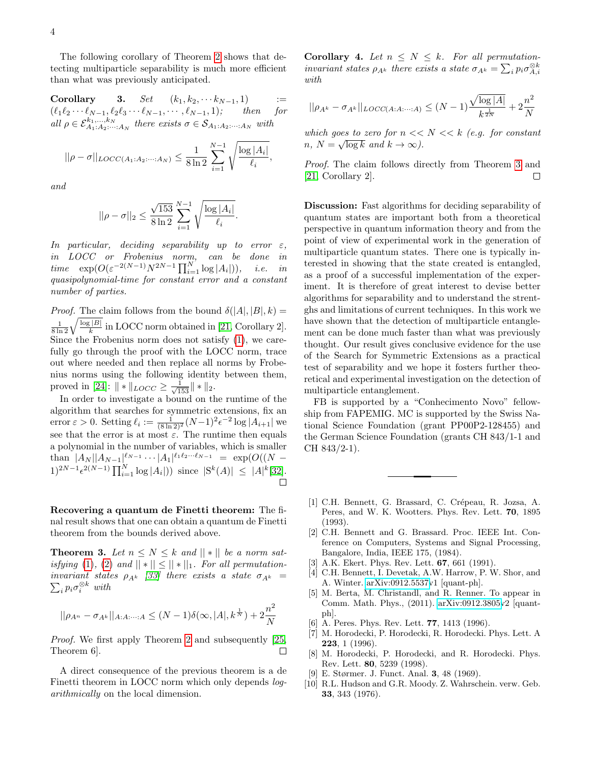The following corollary of Theorem 2 shows that detecting multiparticle separability is much more efficient than what was previously anticipated.

**Corollary 3.** *Set* $(k_1, k_2, \cdots k_{N-1}, 1) := (\ell_1\ell_2\cdots\ell_{N-1}, \ell_2\ell_3\cdots\ell_{N-1}, \cdots, \ell_{N-1}, 1)$; *then for all* $\rho \in \mathcal{E}^{k_1,\ldots,k_N}_{A_1:A_2:\cdots:A_N}$ *there exists* $\sigma \in \mathcal{S}_{A_1:A_2:\cdots:A_N}$ *with*

$$||\rho - \sigma||_{LOCC(A_1:A_2:\cdots:A_N)} \leq \frac{1}{8\ln 2}\sum_{i=1}^{N-1}\sqrt{\frac{\log|A_i|}{\ell_i}},$$

*and*

$$||\rho - \sigma||_2 \leq \frac{\sqrt{153}}{8\ln 2}\sum_{i=1}^{N-1}\sqrt{\frac{\log|A_i|}{\ell_i}}.$$

*In particular, deciding separability up to error* $\varepsilon$*, in LOCC or Frobenius norm, can be done in time* $\exp(O(\varepsilon^{-2(N-1)}N^{2N-1}\prod_{i=1}^{N}\log|A_i|))$*, i.e. in quasipolynomial-time for constant error and a constant number of parties.*

*Proof.* The claim follows from the bound $\delta(|A|,|B|,k) = \frac{1}{8\ln 2}\sqrt{\frac{\log|B|}{k}}$ in LOCC norm obtained in [21, Corollary 2]. Since the Frobenius norm does not satisfy (1), we carefully go through the proof with the LOCC norm, trace out where needed and then replace all norms by Frobenius norms using the following identity between them, proved in [24]: $\|*\|_{LOCC} \geq \frac{1}{\sqrt{153}}\|*\|_2$.

In order to investigate a bound on the runtime of the algorithm that searches for symmetric extensions, fix an error $\varepsilon > 0$. Setting $\ell_i := \frac{1}{(8\ln 2)^2}(N-1)^2\epsilon^{-2}\log|A_{i+1}|$ we see that the error is at most $\varepsilon$. The runtime then equals a polynomial in the number of variables, which is smaller than $|A_N||A_{N-1}|^{\ell_{N-1}}\cdots|A_1|^{\ell_1\ell_2\cdots\ell_{N-1}} = \exp(O((N-1)^{2N-1}\epsilon^{2(N-1)}\prod_{i=1}^{N}\log|A_i|))$ since $|\mathrm{S}^k(A)| \leq |A|^k$[32]. ∎

**Recovering a quantum de Finetti theorem:** The final result shows that one can obtain a quantum de Finetti theorem from the bounds derived above.

**Theorem 3.** *Let* $n \leq N \leq k$ *and* $||*||$ *be a norm satisfying* (1), (2) *and* $||*|| \leq ||*||_1$*. For all permutation-invariant states* $\rho_{A^k}$ *[33] there exists a state* $\sigma_{A^k} = \sum_i p_i\sigma_i^{\otimes k}$ *with*

$$||\rho_{A^n} - \sigma_{A^k}||_{A:A:\cdots:A} \leq (N-1)\delta(\infty,|A|,k^{\frac{1}{N}}) + 2\frac{n^2}{N}$$

*Proof.* We first apply Theorem 2 and subsequently [25, Theorem 6]. ∎

A direct consequence of the previous theorem is a de Finetti theorem in LOCC norm which only depends *logarithmically* on the local dimension.

**Corollary 4.** *Let* $n \leq N \leq k$*. For all permutation-invariant states* $\rho_{A^k}$ *there exists a state* $\sigma_{A^k} = \sum_i p_i\sigma_{A,i}^{\otimes k}$ *with*

$$||\rho_{A^k} - \sigma_{A^k}||_{LOCC(A:A:\cdots:A)} \leq (N-1)\frac{\sqrt{\log|A|}}{k^{\frac{1}{2N}}} + 2\frac{n^2}{N}$$

*which goes to zero for* $n << N << k$ *(e.g. for constant* $n$*,* $N = \sqrt{\log k}$ *and* $k \to \infty$*).*

*Proof.* The claim follows directly from Theorem 3 and [21, Corollary 2]. ∎

**Discussion:** Fast algorithms for deciding separability of quantum states are important both from a theoretical perspective in quantum information theory and from the point of view of experimental work in the generation of multiparticle quantum states. There one is typically interested in showing that the state created is entangled, as a proof of a successful implementation of the experiment. It is therefore of great interest to devise better algorithms for separability and to understand the strentghs and limitations of current techniques. In this work we have shown that the detection of multiparticle entanglement can be done much faster than what was previously thought. Our result gives conclusive evidence for the use of the Search for Symmetric Extensions as a practical test of separability and we hope it fosters further theoretical and experimental investigation on the detection of multiparticle entanglement.

FB is supported by a “Conhecimento Novo” fellowship from FAPEMIG. MC is supported by the Swiss National Science Foundation (grant PP00P2-128455) and the German Science Foundation (grants CH 843/1-1 and CH 843/2-1).

---

[1] C.H. Bennett, G. Brassard, C. Crépeau, R. Jozsa, A. Peres, and W. K. Wootters. Phys. Rev. Lett. **70**, 1895 (1993).
[2] C.H. Bennett and G. Brassard. Proc. IEEE Int. Conference on Computers, Systems and Signal Processing, Bangalore, India, IEEE 175, (1984).
[3] A.K. Ekert. Phys. Rev. Lett. **67**, 661 (1991).
[4] C.H. Bennett, I. Devetak, A.W. Harrow, P. W. Shor, and A. Winter. arXiv:0912.5537v1 [quant-ph].
[5] M. Berta, M. Christandl, and R. Renner. To appear in Comm. Math. Phys., (2011). arXiv:0912.3805v2 [quant-ph].
[6] A. Peres. Phys. Rev. Lett. **77**, 1413 (1996).
[7] M. Horodecki, P. Horodecki, R. Horodecki. Phys. Lett. A **223**, 1 (1996).
[8] M. Horodecki, P. Horodecki, and R. Horodecki. Phys. Rev. Lett. **80**, 5239 (1998).
[9] E. Størmer. J. Funct. Anal. **3**, 48 (1969).
[10] R.L. Hudson and G.R. Moody. Z. Wahrschein. verw. Geb. **33**, 343 (1976).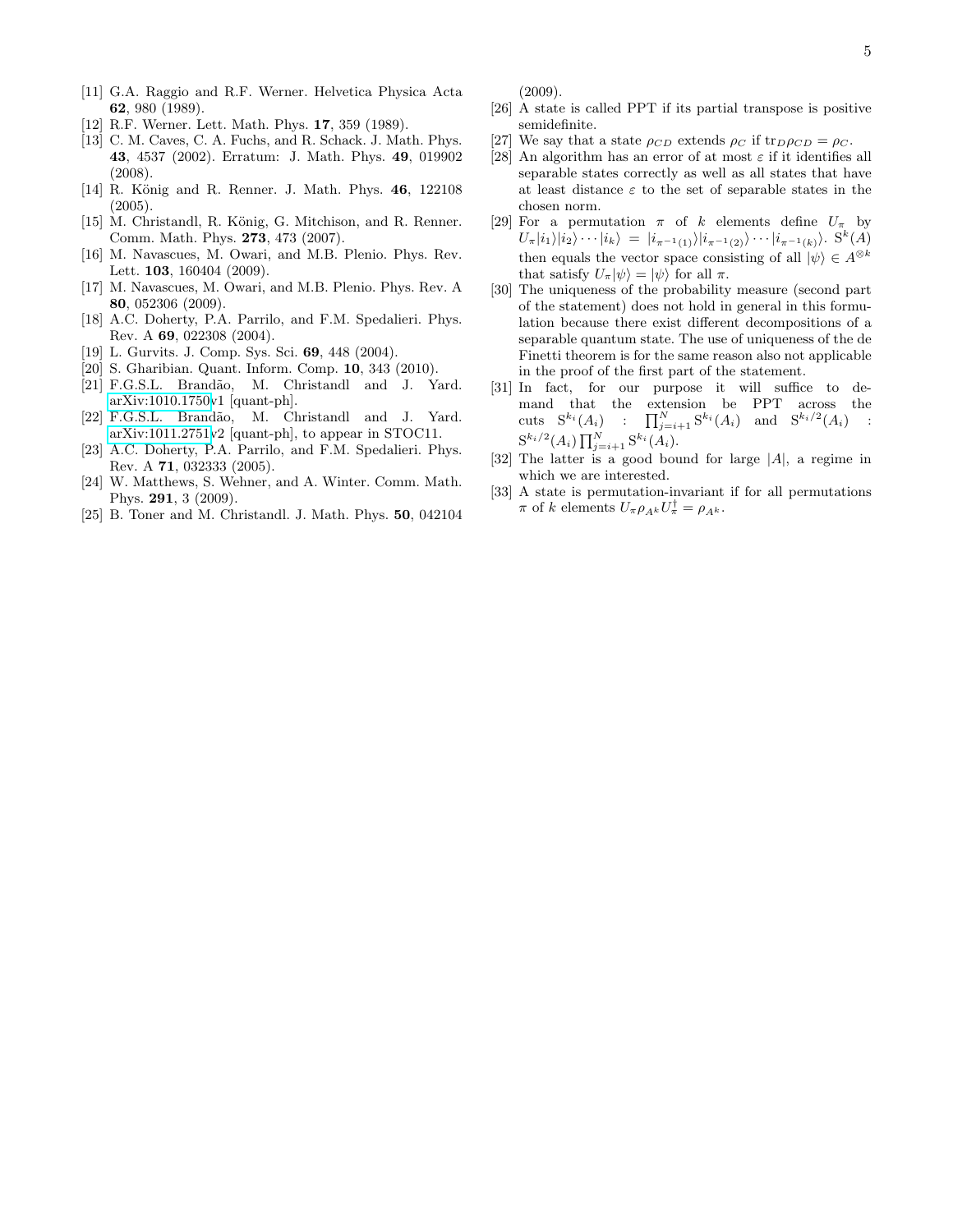[11] G.A. Raggio and R.F. Werner. Helvetica Physica Acta **62**, 980 (1989).

[12] R.F. Werner. Lett. Math. Phys. **17**, 359 (1989).

[13] C. M. Caves, C. A. Fuchs, and R. Schack. J. Math. Phys. **43**, 4537 (2002). Erratum: J. Math. Phys. **49**, 019902 (2008).

[14] R. König and R. Renner. J. Math. Phys. **46**, 122108 (2005).

[15] M. Christandl, R. König, G. Mitchison, and R. Renner. Comm. Math. Phys. **273**, 473 (2007).

[16] M. Navascues, M. Owari, and M.B. Plenio. Phys. Rev. Lett. **103**, 160404 (2009).

[17] M. Navascues, M. Owari, and M.B. Plenio. Phys. Rev. A **80**, 052306 (2009).

[18] A.C. Doherty, P.A. Parrilo, and F.M. Spedalieri. Phys. Rev. A **69**, 022308 (2004).

[19] L. Gurvits. J. Comp. Sys. Sci. **69**, 448 (2004).

[20] S. Gharibian. Quant. Inform. Comp. **10**, 343 (2010).

[21] F.G.S.L. Brandão, M. Christandl and J. Yard. arXiv:1010.1750v1 [quant-ph].

[22] F.G.S.L. Brandão, M. Christandl and J. Yard. arXiv:1011.2751v2 [quant-ph], to appear in STOC11.

[23] A.C. Doherty, P.A. Parrilo, and F.M. Spedalieri. Phys. Rev. A **71**, 032333 (2005).

[24] W. Matthews, S. Wehner, and A. Winter. Comm. Math. Phys. **291**, 3 (2009).

[25] B. Toner and M. Christandl. J. Math. Phys. **50**, 042104 (2009).

[26] A state is called PPT if its partial transpose is positive semidefinite.

[27] We say that a state $\rho_{CD}$ extends $\rho_C$ if $\mathrm{tr}_D \rho_{CD} = \rho_C$.

[28] An algorithm has an error of at most $\varepsilon$ if it identifies all separable states correctly as well as all states that have at least distance $\varepsilon$ to the set of separable states in the chosen norm.

[29] For a permutation $\pi$ of $k$ elements define $U_\pi$ by $U_\pi|i_1\rangle|i_2\rangle\cdots|i_k\rangle = |i_{\pi^{-1}(1)}\rangle|i_{\pi^{-1}(2)}\rangle\cdots|i_{\pi^{-1}(k)}\rangle$. $\mathrm{S}^k(A)$ then equals the vector space consisting of all $|\psi\rangle \in A^{\otimes k}$ that satisfy $U_\pi|\psi\rangle = |\psi\rangle$ for all $\pi$.

[30] The uniqueness of the probability measure (second part of the statement) does not hold in general in this formulation because there exist different decompositions of a separable quantum state. The use of uniqueness of the de Finetti theorem is for the same reason also not applicable in the proof of the first part of the statement.

[31] In fact, for our purpose it will suffice to demand that the extension be PPT across the cuts $\mathrm{S}^{k_i}(A_i) : \prod_{j=i+1}^N \mathrm{S}^{k_i}(A_i)$ and $\mathrm{S}^{k_i/2}(A_i) : \mathrm{S}^{k_i/2}(A_i)\prod_{j=i+1}^N \mathrm{S}^{k_i}(A_i)$.

[32] The latter is a good bound for large $|A|$, a regime in which we are interested.

[33] A state is permutation-invariant if for all permutations $\pi$ of $k$ elements $U_\pi \rho_{A^k} U_\pi^\dagger = \rho_{A^k}$.